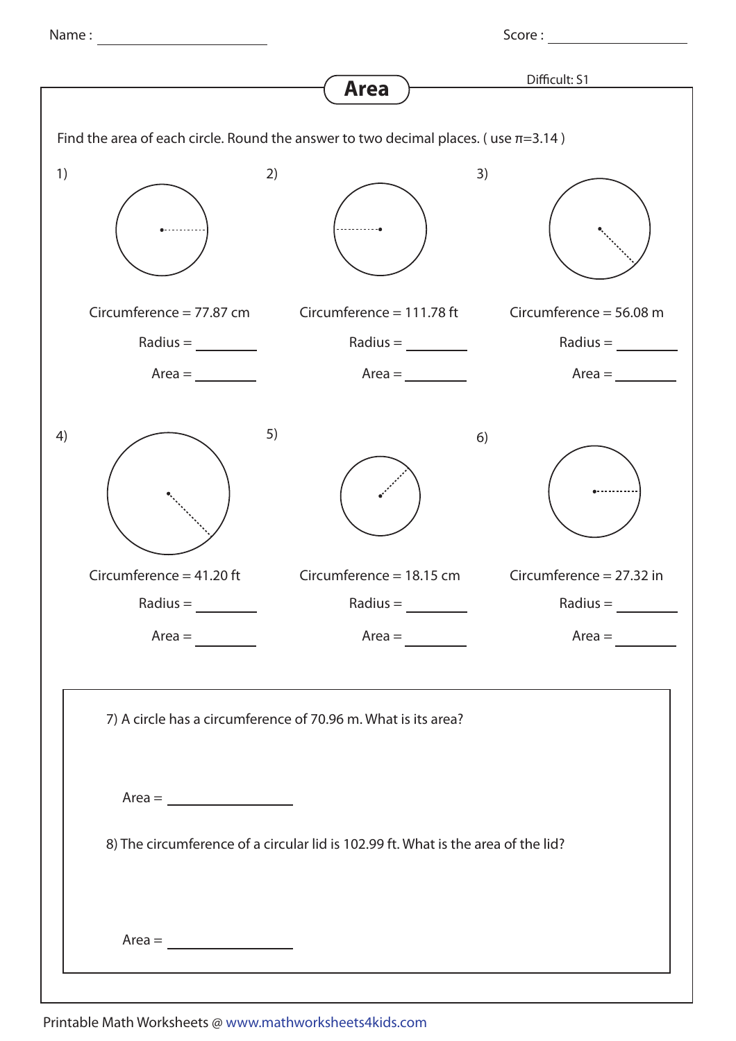Name : ____________________ Score : ____________________

# Area

Difficult: S1

Find the area of each circle. Round the answer to two decimal places. ( use $\pi$=3.14 )

1) Circumference = 77.87 cm

Radius = ________

Area = ________

2) Circumference = 111.78 ft

Radius = ________

Area = ________

3) Circumference = 56.08 m

Radius = ________

Area = ________

4) Circumference = 41.20 ft

Radius = ________

Area = ________

5) Circumference = 18.15 cm

Radius = ________

Area = ________

6) Circumference = 27.32 in

Radius = ________

Area = ________

7) A circle has a circumference of 70.96 m. What is its area?

Area = ______________

8) The circumference of a circular lid is 102.99 ft. What is the area of the lid?

Area = ______________

Printable Math Worksheets @ www.mathworksheets4kids.com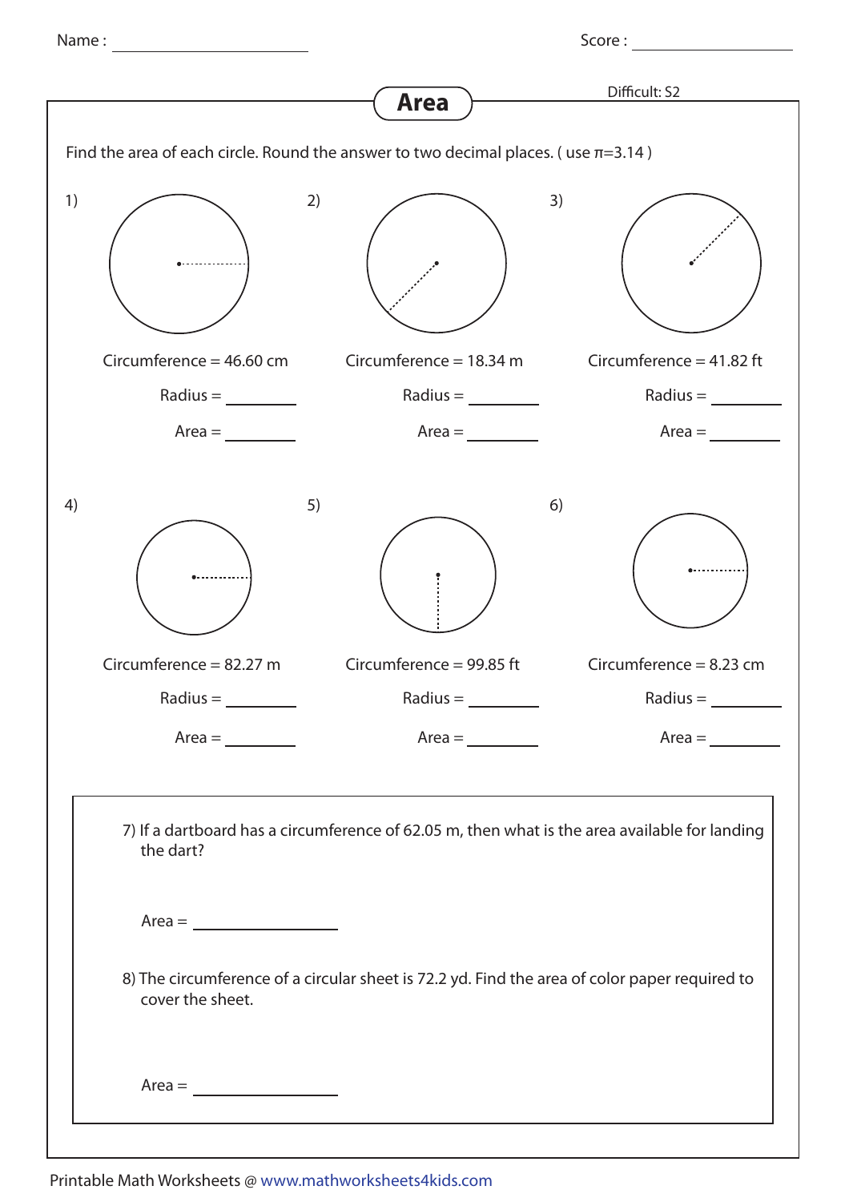Name : ____________________ Score : ____________________

# Area

Difficult: S2

Find the area of each circle. Round the answer to two decimal places. ( use $\pi$=3.14 )

1) Circumference = 46.60 cm

Radius = ________

Area = ________

2) Circumference = 18.34 m

Radius = ________

Area = ________

3) Circumference = 41.82 ft

Radius = ________

Area = ________

4) Circumference = 82.27 m

Radius = ________

Area = ________

5) Circumference = 99.85 ft

Radius = ________

Area = ________

6) Circumference = 8.23 cm

Radius = ________

Area = ________

7) If a dartboard has a circumference of 62.05 m, then what is the area available for landing the dart?

Area = ________________

8) The circumference of a circular sheet is 72.2 yd. Find the area of color paper required to cover the sheet.

Area = ________________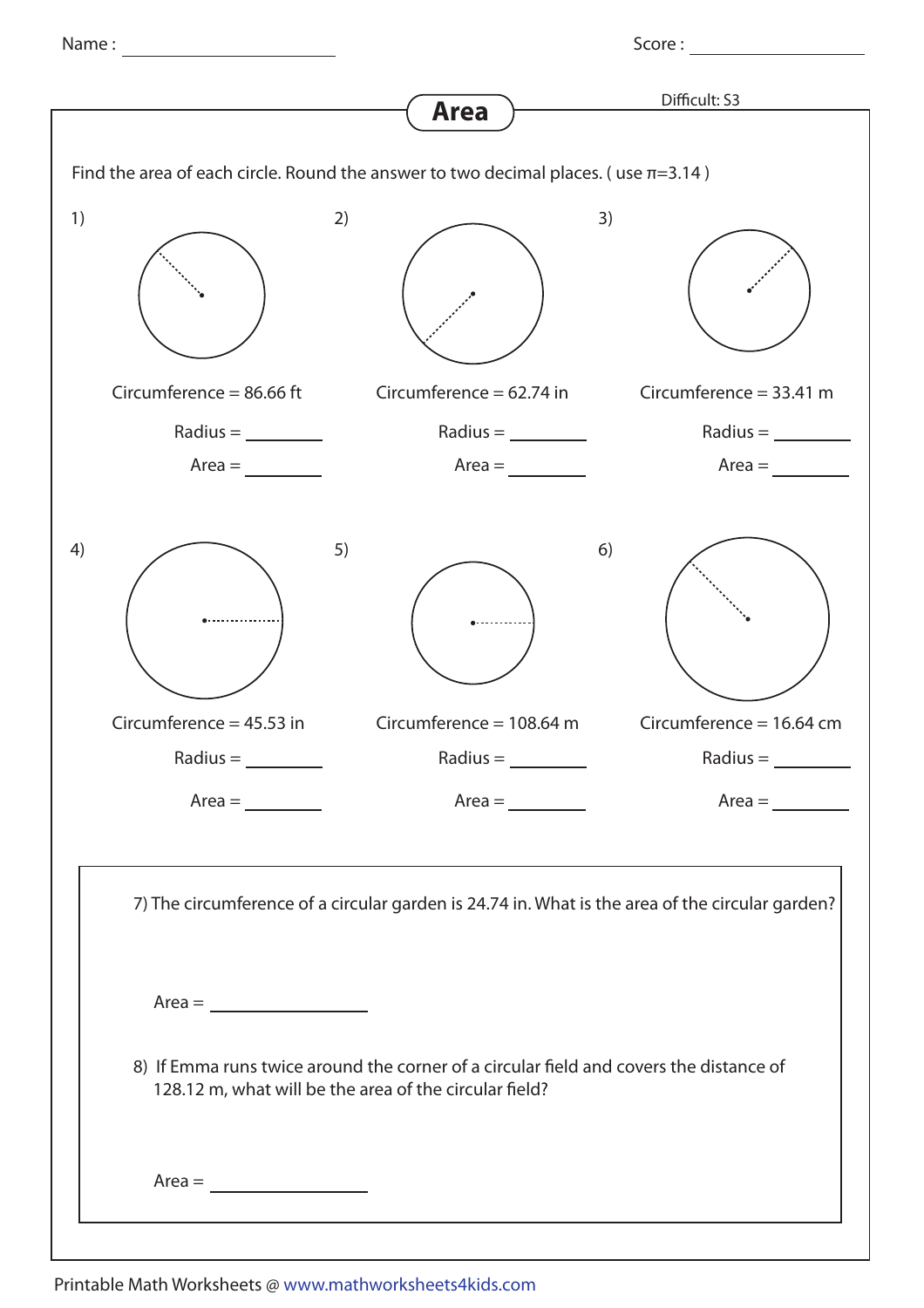Name : ______________ Score : ______________

# Area

Difficult: S3

Find the area of each circle. Round the answer to two decimal places. ( use $\pi$=3.14 )

1) Circumference = 86.66 ft

Radius = ________

Area = ________

2) Circumference = 62.74 in

Radius = ________

Area = ________

3) Circumference = 33.41 m

Radius = ________

Area = ________

4) Circumference = 45.53 in

Radius = ________

Area = ________

5) Circumference = 108.64 m

Radius = ________

Area = ________

6) Circumference = 16.64 cm

Radius = ________

Area = ________

7) The circumference of a circular garden is 24.74 in. What is the area of the circular garden?

Area = ______________

8) If Emma runs twice around the corner of a circular field and covers the distance of 128.12 m, what will be the area of the circular field?

Area = ______________

Printable Math Worksheets @ www.mathworksheets4kids.com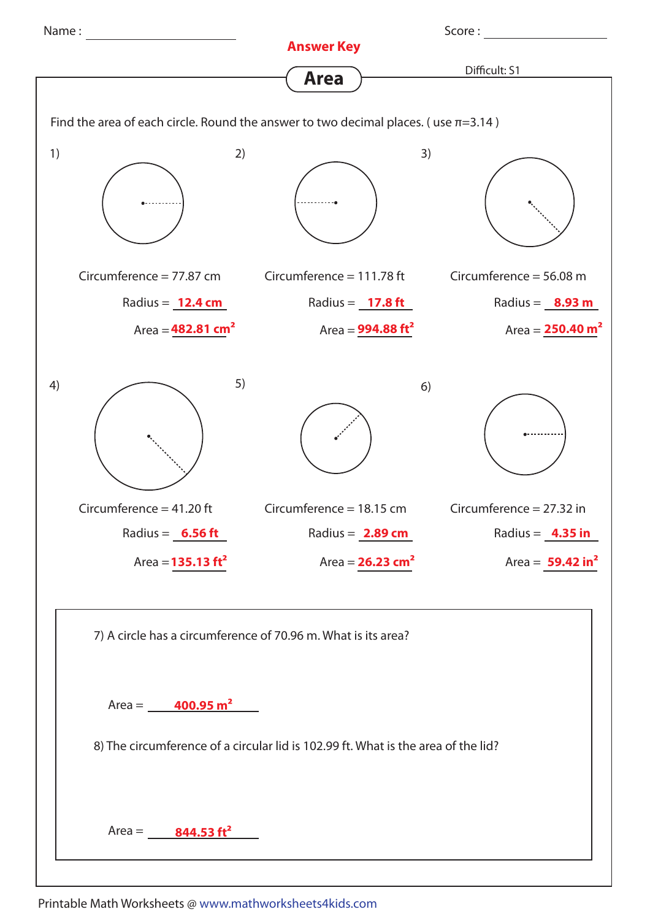Name : ______________ Score : ______________

**Answer Key**

# Area

Difficult: S1

Find the area of each circle. Round the answer to two decimal places. ( use $\pi$=3.14 )

1)

Circumference = 77.87 cm

Radius = **12.4 cm**

Area = **482.81 cm²**

2)

Circumference = 111.78 ft

Radius = **17.8 ft**

Area = **994.88 ft²**

3)

Circumference = 56.08 m

Radius = **8.93 m**

Area = **250.40 m²**

4)

Circumference = 41.20 ft

Radius = **6.56 ft**

Area = **135.13 ft²**

5)

Circumference = 18.15 cm

Radius = **2.89 cm**

Area = **26.23 cm²**

6)

Circumference = 27.32 in

Radius = **4.35 in**

Area = **59.42 in²**

7) A circle has a circumference of 70.96 m. What is its area?

Area = **400.95 m²**

8) The circumference of a circular lid is 102.99 ft. What is the area of the lid?

Area = **844.53 ft²**

Printable Math Worksheets @ www.mathworksheets4kids.com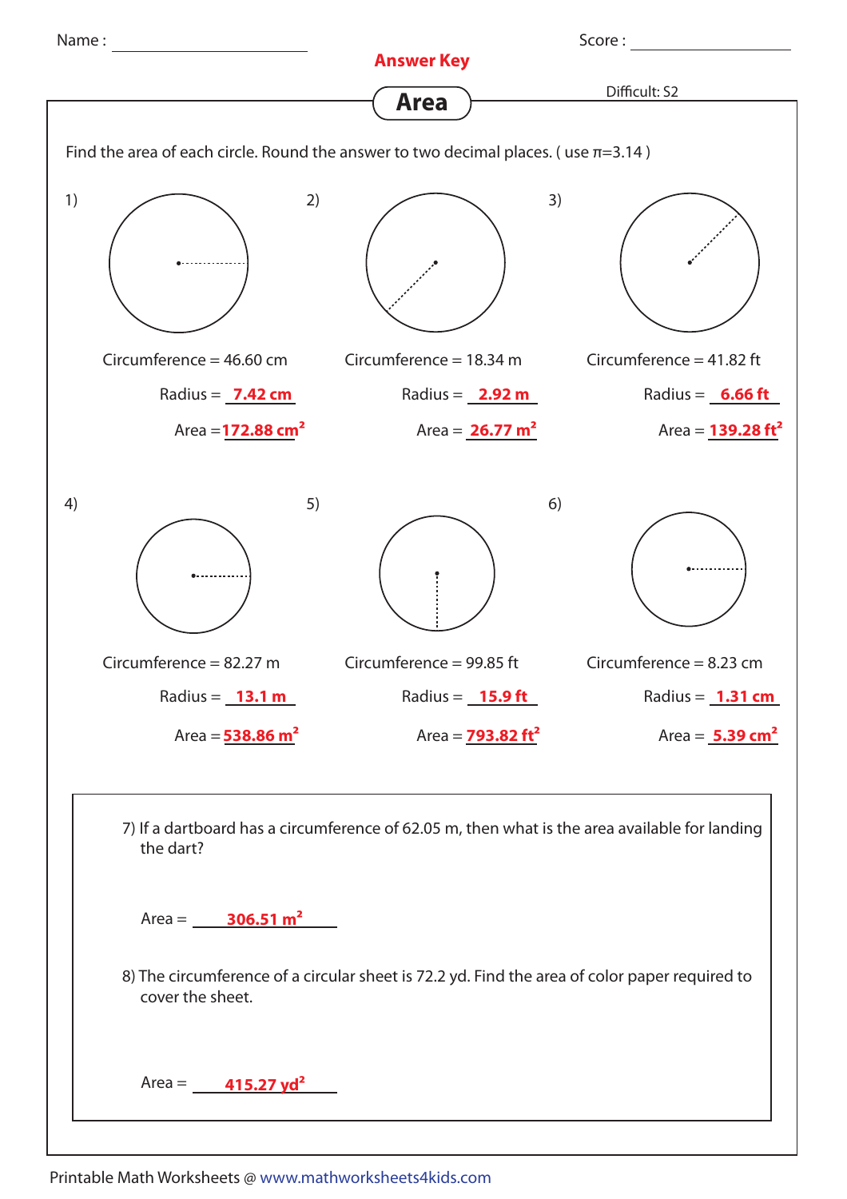Name : ______________ Score : ______________

**Answer Key**

# Area

Difficult: S2

Find the area of each circle. Round the answer to two decimal places. ( use $\pi$=3.14 )

1) Circumference = 46.60 cm

Radius = **7.42 cm**

Area = **172.88 cm$^2$**

2) Circumference = 18.34 m

Radius = **2.92 m**

Area = **26.77 m$^2$**

3) Circumference = 41.82 ft

Radius = **6.66 ft**

Area = **139.28 ft$^2$**

4) Circumference = 82.27 m

Radius = **13.1 m**

Area = **538.86 m$^2$**

5) Circumference = 99.85 ft

Radius = **15.9 ft**

Area = **793.82 ft$^2$**

6) Circumference = 8.23 cm

Radius = **1.31 cm**

Area = **5.39 cm$^2$**

7) If a dartboard has a circumference of 62.05 m, then what is the area available for landing the dart?

Area = **306.51 m$^2$**

8) The circumference of a circular sheet is 72.2 yd. Find the area of color paper required to cover the sheet.

Area = **415.27 yd$^2$**

Printable Math Worksheets @ www.mathworksheets4kids.com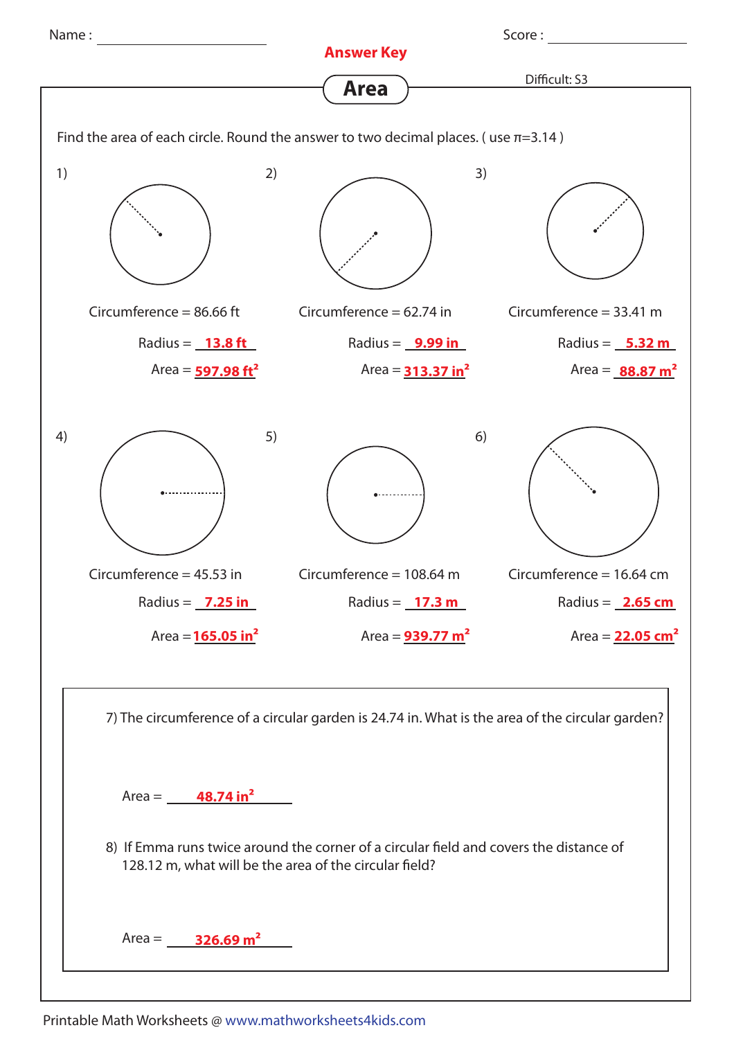Name : ____________________ Score : ____________________

**Answer Key**

# Area

Difficult: S3

Find the area of each circle. Round the answer to two decimal places. ( use $\pi$=3.14 )

1) Circumference = 86.66 ft

Radius = **13.8 ft**

Area = **597.98 $ft^2$**

2) Circumference = 62.74 in

Radius = **9.99 in**

Area = **313.37 $in^2$**

3) Circumference = 33.41 m

Radius = **5.32 m**

Area = **88.87 $m^2$**

4) Circumference = 45.53 in

Radius = **7.25 in**

Area = **165.05 $in^2$**

5) Circumference = 108.64 m

Radius = **17.3 m**

Area = **939.77 $m^2$**

6) Circumference = 16.64 cm

Radius = **2.65 cm**

Area = **22.05 $cm^2$**

7) The circumference of a circular garden is 24.74 in. What is the area of the circular garden?

Area = **48.74 $in^2$**

8) If Emma runs twice around the corner of a circular field and covers the distance of 128.12 m, what will be the area of the circular field?

Area = **326.69 $m^2$**

Printable Math Worksheets @ www.mathworksheets4kids.com